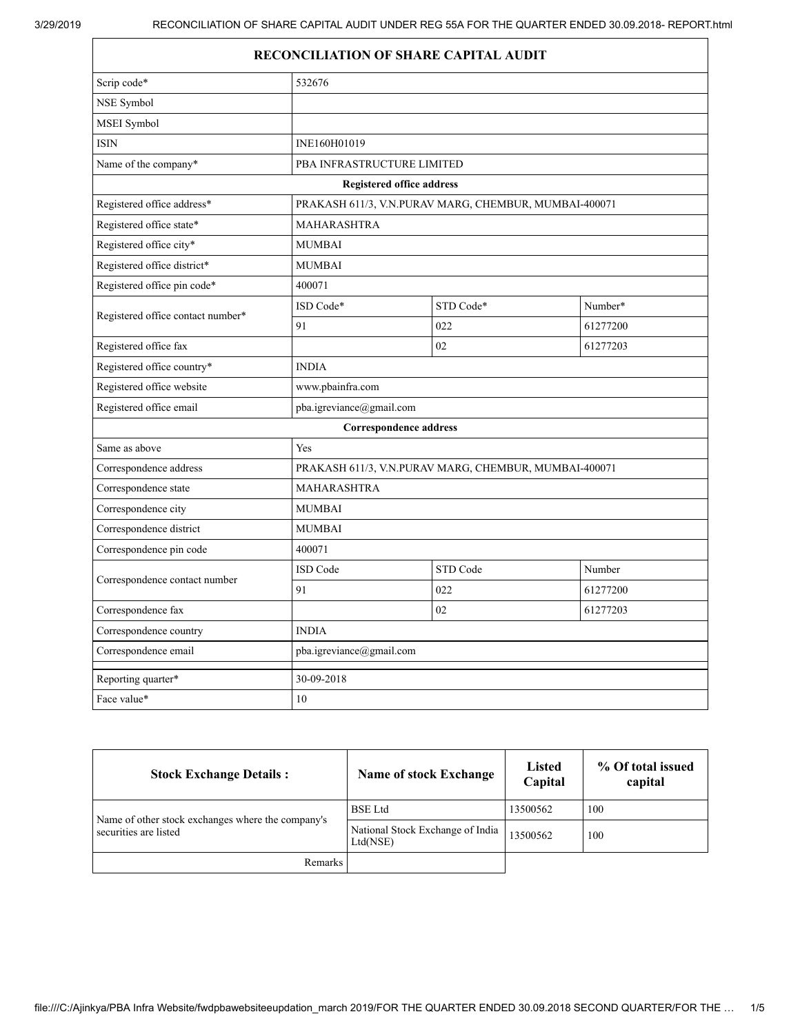## RECONCILIATION OF SHARE CAPITAL AUDIT

| | | | |
|---|---|---|---|
| Scrip code* | 532676 | | |
| NSE Symbol | | | |
| MSEI Symbol | | | |
| ISIN | INE160H01019 | | |
| Name of the company* | PBA INFRASTRUCTURE LIMITED | | |
| **Registered office address** | | | |
| Registered office address* | PRAKASH 611/3, V.N.PURAV MARG, CHEMBUR, MUMBAI-400071 | | |
| Registered office state* | MAHARASHTRA | | |
| Registered office city* | MUMBAI | | |
| Registered office district* | MUMBAI | | |
| Registered office pin code* | 400071 | | |
| Registered office contact number* | ISD Code* | STD Code* | Number* |
| | 91 | 022 | 61277200 |
| Registered office fax | | 02 | 61277203 |
| Registered office country* | INDIA | | |
| Registered office website | www.pbainfra.com | | |
| Registered office email | pba.igreviance@gmail.com | | |
| **Correspondence address** | | | |
| Same as above | Yes | | |
| Correspondence address | PRAKASH 611/3, V.N.PURAV MARG, CHEMBUR, MUMBAI-400071 | | |
| Correspondence state | MAHARASHTRA | | |
| Correspondence city | MUMBAI | | |
| Correspondence district | MUMBAI | | |
| Correspondence pin code | 400071 | | |
| Correspondence contact number | ISD Code | STD Code | Number |
| | 91 | 022 | 61277200 |
| Correspondence fax | | 02 | 61277203 |
| Correspondence country | INDIA | | |
| Correspondence email | pba.igreviance@gmail.com | | |
| Reporting quarter* | 30-09-2018 | | |
| Face value* | 10 | | |

| Stock Exchange Details : | Name of stock Exchange | Listed Capital | % Of total issued capital |
|---|---|---|---|
| Name of other stock exchanges where the company's securities are listed | BSE Ltd | 13500562 | 100 |
| | National Stock Exchange of India Ltd(NSE) | 13500562 | 100 |
| Remarks | | | |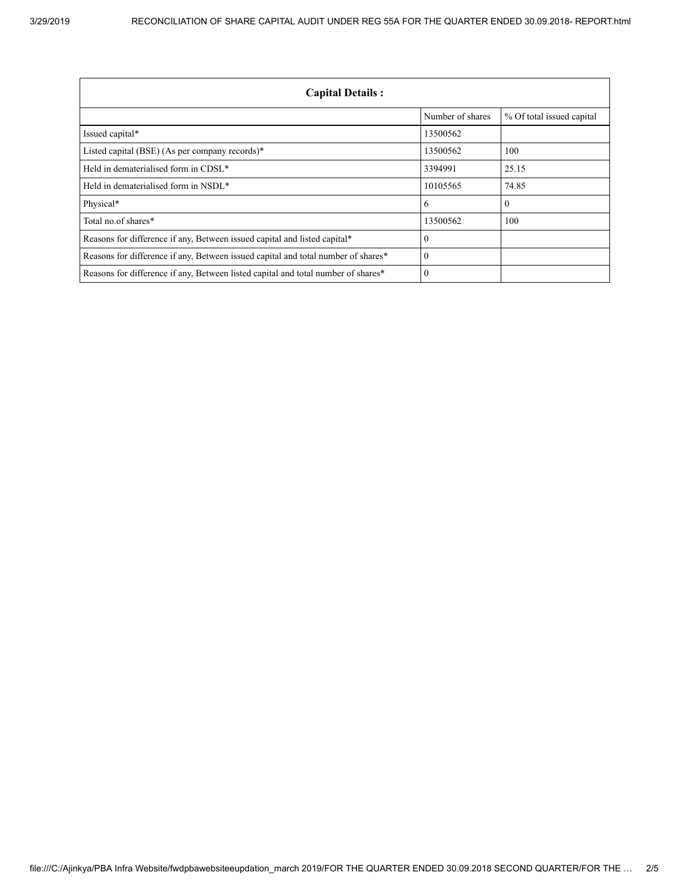| Capital Details : | | |
|---|---|---|
| | Number of shares | % Of total issued capital |
| Issued capital* | 13500562 | |
| Listed capital (BSE) (As per company records)* | 13500562 | 100 |
| Held in dematerialised form in CDSL* | 3394991 | 25.15 |
| Held in dematerialised form in NSDL* | 10105565 | 74.85 |
| Physical* | 6 | 0 |
| Total no.of shares* | 13500562 | 100 |
| Reasons for difference if any, Between issued capital and listed capital* | 0 | |
| Reasons for difference if any, Between issued capital and total number of shares* | 0 | |
| Reasons for difference if any, Between listed capital and total number of shares* | 0 | |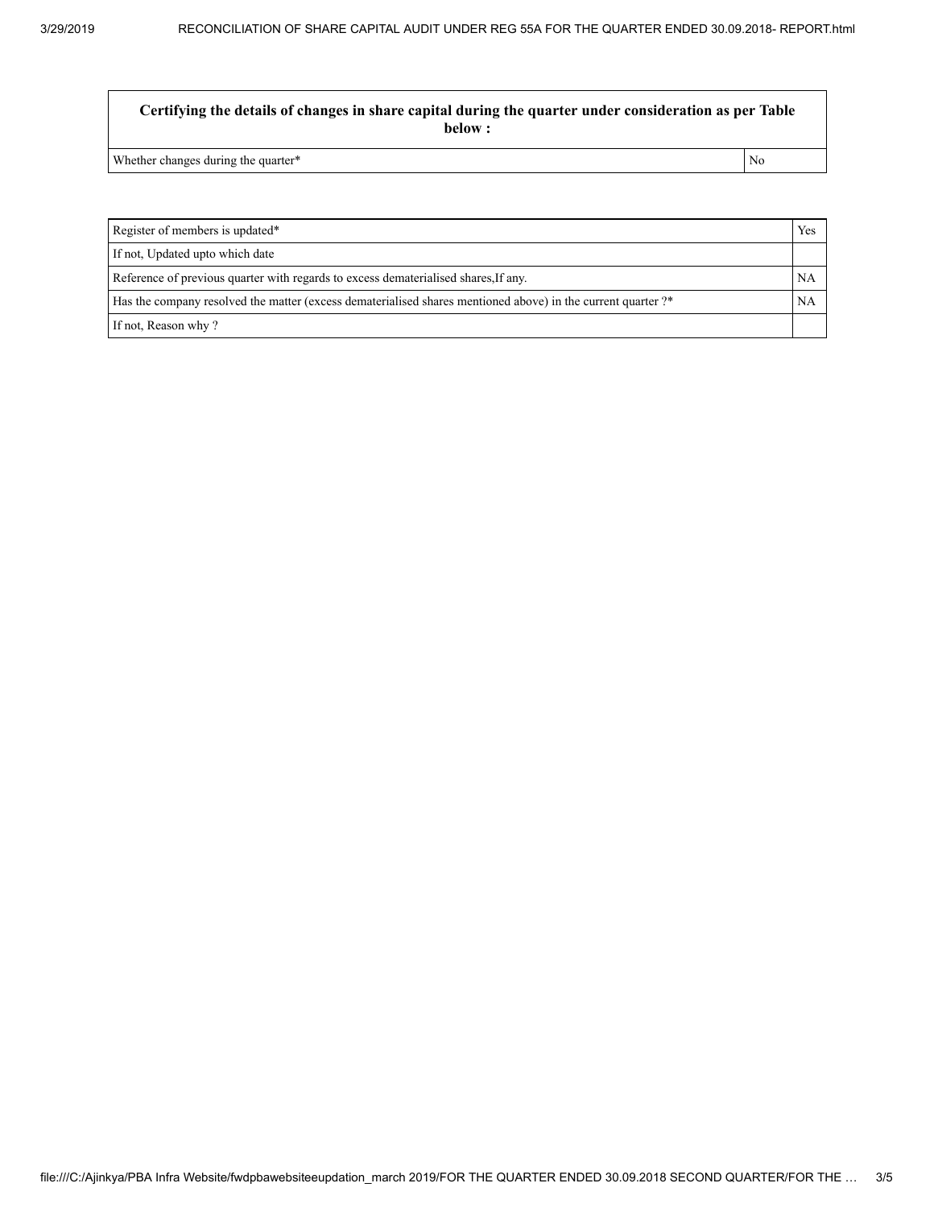| Certifying the details of changes in share capital during the quarter under consideration as per Table below : | |
|---|---|
| Whether changes during the quarter* | No |

| Register of members is updated* | Yes |
|---|---|
| If not, Updated upto which date | |
| Reference of previous quarter with regards to excess dematerialised shares,If any. | NA |
| Has the company resolved the matter (excess dematerialised shares mentioned above) in the current quarter ?* | NA |
| If not, Reason why ? | |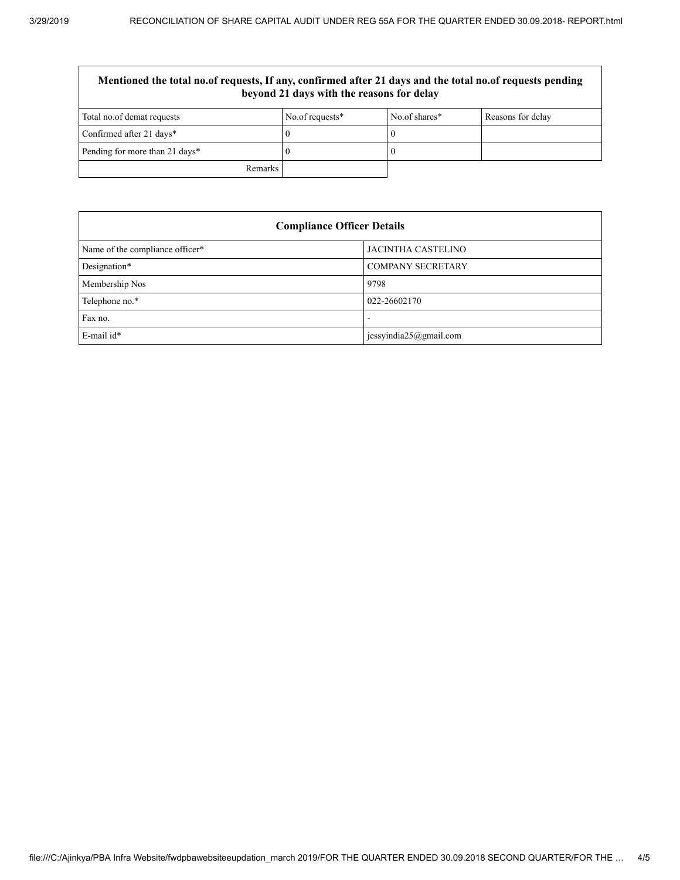| Mentioned the total no.of requests, If any, confirmed after 21 days and the total no.of requests pending beyond 21 days with the reasons for delay | | | |
|---|---|---|---|
| Total no.of demat requests | No.of requests* | No.of shares* | Reasons for delay |
| Confirmed after 21 days* | 0 | 0 | |
| Pending for more than 21 days* | 0 | 0 | |
| Remarks | | | |

| Compliance Officer Details | |
|---|---|
| Name of the compliance officer* | JACINTHA CASTELINO |
| Designation* | COMPANY SECRETARY |
| Membership Nos | 9798 |
| Telephone no.* | 022-26602170 |
| Fax no. | - |
| E-mail id* | jessyindia25@gmail.com |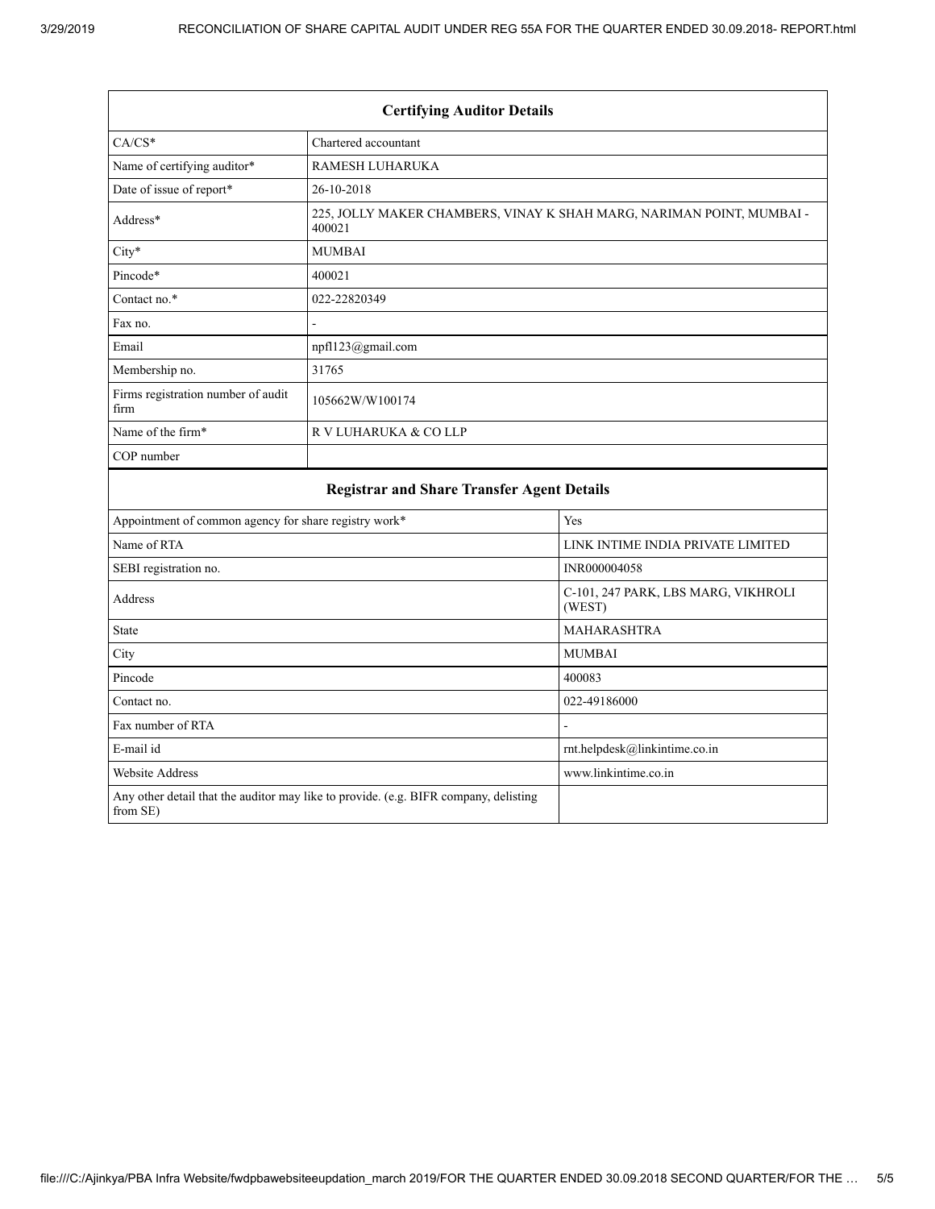## Certifying Auditor Details

| | |
|---|---|
| CA/CS* | Chartered accountant |
| Name of certifying auditor* | RAMESH LUHARUKA |
| Date of issue of report* | 26-10-2018 |
| Address* | 225, JOLLY MAKER CHAMBERS, VINAY K SHAH MARG, NARIMAN POINT, MUMBAI - 400021 |
| City* | MUMBAI |
| Pincode* | 400021 |
| Contact no.* | 022-22820349 |
| Fax no. | - |
| Email | npfl123@gmail.com |
| Membership no. | 31765 |
| Firms registration number of audit firm | 105662W/W100174 |
| Name of the firm* | R V LUHARUKA & CO LLP |
| COP number | |

## Registrar and Share Transfer Agent Details

| | |
|---|---|
| Appointment of common agency for share registry work* | Yes |
| Name of RTA | LINK INTIME INDIA PRIVATE LIMITED |
| SEBI registration no. | INR000004058 |
| Address | C-101, 247 PARK, LBS MARG, VIKHROLI (WEST) |
| State | MAHARASHTRA |
| City | MUMBAI |
| Pincode | 400083 |
| Contact no. | 022-49186000 |
| Fax number of RTA | - |
| E-mail id | rnt.helpdesk@linkintime.co.in |
| Website Address | www.linkintime.co.in |
| Any other detail that the auditor may like to provide. (e.g. BIFR company, delisting from SE) | |